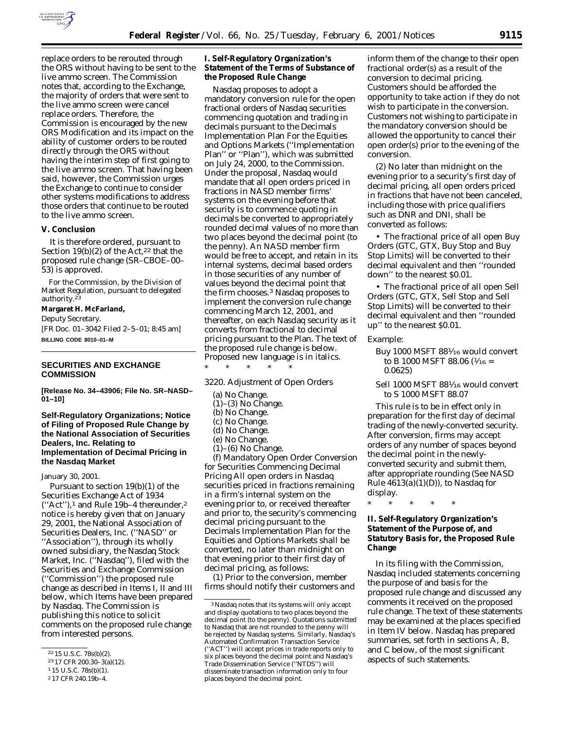replace orders to be rerouted through the ORS without having to be sent to the live ammo screen. The Commission notes that, according to the Exchange, the majority of orders that were sent to the live ammo screen were cancel/replace orders. Therefore, the Commission is encouraged by the new ORS Modification and its impact on the ability of customer orders to be routed directly through the ORS without having the interim step of first going to the live ammo screen. That having been said, however, the Commission urges the Exchange to continue to consider other systems modifications to address those orders that continue to be routed to the live ammo screen.

## V. Conclusion

It is therefore ordered, pursuant to Section 19(b)(2) of the Act,[22] that the proposed rule change (SR–CBOE–00–53) is approved.

For the Commission, by the Division of Market Regulation, pursuant to delegated authority.[23]

**Margaret H. McFarland,**

*Deputy Secretary.*

[FR Doc. 01–3042 Filed 2–5–01; 8:45 am]

**BILLING CODE 8010–01–M**

---

## SECURITIES AND EXCHANGE COMMISSION

**[Release No. 34–43906; File No. SR–NASD–01–10]**

## Self-Regulatory Organizations; Notice of Filing of Proposed Rule Change by the National Association of Securities Dealers, Inc. Relating to Implementation of Decimal Pricing in the Nasdaq Market

January 30, 2001.

Pursuant to section 19(b)(1) of the Securities Exchange Act of 1934 (''Act''),[1] and Rule 19b–4 thereunder,[2] notice is hereby given that on January 29, 2001, the National Association of Securities Dealers, Inc. (''NASD'' or ''Association''), through its wholly owned subsidiary, the Nasdaq Stock Market, Inc. (''Nasdaq''), filed with the Securities and Exchange Commission (''Commission'') the proposed rule change as described in Items I, II and III below, which Items have been prepared by Nasdaq. The Commission is publishing this notice to solicit comments on the proposed rule change from interested persons.

[22] 15 U.S.C. 78s(b)(2).

[23] 17 CFR 200.30–3(a)(12).

[1] 15 U.S.C. 78s(b)(1).

[2] 17 CFR 240.19b–4.

### I. Self-Regulatory Organization's Statement of the Terms of Substance of the Proposed Rule Change

Nasdaq proposes to adopt a mandatory conversion rule for the open fractional orders of Nasdaq securities commencing quotation and trading in decimals pursuant to the Decimals Implementation Plan For the Equities and Options Markets (''Implementation Plan'' or ''Plan''), which was submitted on July 24, 2000, to the Commission. Under the proposal, Nasdaq would mandate that all open orders priced in fractions in NASD member firms' systems on the evening before that security is to commence quoting in decimals be converted to appropriately rounded decimal values of no more than two places beyond the decimal point (to the penny). An NASD member firm would be free to accept, and retain in its internal systems, decimal based orders in those securities of any number of values beyond the decimal point that the firm chooses.[3] Nasdaq proposes to implement the conversion rule change commencing March 12, 2001, and thereafter, on each Nasdaq security as it converts from fractional to decimal pricing pursuant to the Plan. The text of the proposed rule change is below. Proposed new language is in italics.

\* \* \* \* \*

3220. Adjustment of Open Orders

(a) No Change.

(1)–(3) No Change.

(b) No Change.

(c) No Change.

(d) No Change.

(e) No Change.

(1)–(6) No Change.

*(f) Mandatory Open Order Conversion for Securities Commencing Decimal Pricing All open orders in Nasdaq securities priced in fractions remaining in a firm's internal system on the evening prior to, or received thereafter and prior to, the security's commencing decimal pricing pursuant to the Decimals Implementation Plan for the Equities and Options Markets shall be converted, no later than midnight on that evening prior to their first day of decimal pricing, as follows:*

*(1) Prior to the conversion, member firms should notify their customers and inform them of the change to their open fractional order(s) as a result of the conversion to decimal pricing. Customers should be afforded the opportunity to take action if they do not wish to participate in the conversion. Customers not wishing to participate in the mandatory conversion should be allowed the opportunity to cancel their open order(s) prior to the evening of the conversion.*

*(2) No later than midnight on the evening prior to a security's first day of decimal pricing, all open orders priced in fractions that have not been canceled, including those with price qualifiers such as DNR and DNI, shall be converted as follows:*

- *The fractional price of all open Buy Orders (GTC, GTX, Buy Stop and Buy Stop Limits) will be converted to their decimal equivalent and then ''rounded down'' to the nearest $0.01.*
- *The fractional price of all open Sell Orders (GTC, GTX, Sell Stop and Sell Stop Limits) will be converted to their decimal equivalent and then ''rounded up'' to the nearest $0.01.*

*Example:*

*Buy 1000 MSFT 88 1/16 would convert to B 1000 MSFT 88.06 (1/16 = 0.0625)*

*Sell 1000 MSFT 88 1/16 would convert to S 1000 MSFT 88.07*

*This rule is to be in effect only in preparation for the first day of decimal trading of the newly-converted security. After conversion, firms may accept orders of any number of spaces beyond the decimal point in the newly-converted security and submit them, after appropriate rounding (See NASD Rule 4613(a)(1)(D)), to Nasdaq for display.*

\* \* \* \* \*

### II. Self-Regulatory Organization's Statement of the Purpose of, and Statutory Basis for, the Proposed Rule Change

In its filing with the Commission, Nasdaq included statements concerning the purpose of and basis for the proposed rule change and discussed any comments it received on the proposed rule change. The text of these statements may be examined at the places specified in Item IV below. Nasdaq has prepared summaries, set forth in sections A, B, and C below, of the most significant aspects of such statements.

[3] Nasdaq notes that its systems will only accept and display quotations to two places beyond the decimal point (to the penny). Quotations submitted to Nasdaq that are not rounded to the penny will be rejected by Nasdaq systems. Similarly, Nasdaq's Automated Confirmation Transaction Service (''ACT'') will accept prices in trade reports only to six places beyond the decimal point and Nasdaq's Trade Dissemination Service (''NTDS'') will disseminate transaction information only to four places beyond the decimal point.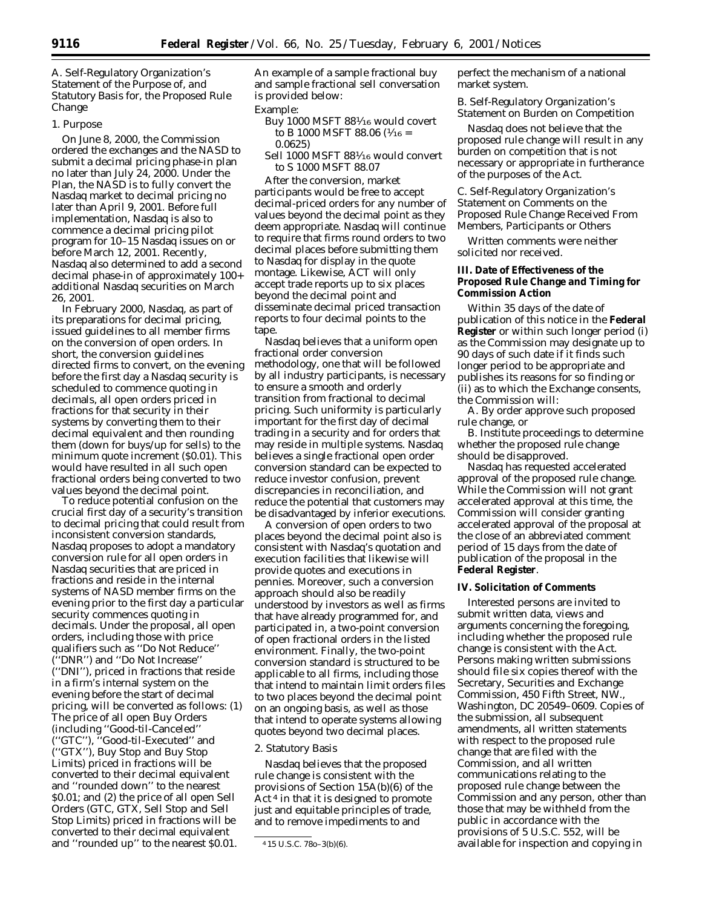A. Self-Regulatory Organization's Statement of the Purpose of, and Statutory Basis for, the Proposed Rule Change

1. Purpose

On June 8, 2000, the Commission ordered the exchanges and the NASD to submit a decimal pricing phase-in plan no later than July 24, 2000. Under the Plan, the NASD is to fully convert the Nasdaq market to decimal pricing no later than April 9, 2001. Before full implementation, Nasdaq is also to commence a decimal pricing pilot program for 10–15 Nasdaq issues on or before March 12, 2001. Recently, Nasdaq also determined to add a second decimal phase-in of approximately 100+ additional Nasdaq securities on March 26, 2001.

In February 2000, Nasdaq, as part of its preparations for decimal pricing, issued guidelines to all member firms on the conversion of open orders. In short, the conversion guidelines directed firms to convert, on the evening before the first day a Nasdaq security is scheduled to commence quoting in decimals, all open orders priced in fractions for that security in their systems by converting them to their decimal equivalent and then rounding them (down for buys/up for sells) to the minimum quote increment ($0.01). This would have resulted in all such open fractional orders being converted to two values beyond the decimal point.

To reduce potential confusion on the crucial first day of a security's transition to decimal pricing that could result from inconsistent conversion standards, Nasdaq proposes to adopt a mandatory conversion rule for all open orders in Nasdaq securities that are priced in fractions and reside in the internal systems of NASD member firms on the evening prior to the first day a particular security commences quoting in decimals. Under the proposal, all open orders, including those with price qualifiers such as "Do Not Reduce" ("DNR") and "Do Not Increase" ("DNI"), priced in fractions that reside in a firm's internal system on the evening before the start of decimal pricing, will be converted as follows: (1) The price of all open Buy Orders (including "Good-til-Canceled" ("GTC"), "Good-til-Executed" and ("GTX"), Buy Stop and Buy Stop Limits) priced in fractions will be converted to their decimal equivalent and "rounded down" to the nearest $0.01; and (2) the price of all open Sell Orders (GTC, GTX, Sell Stop and Sell Stop Limits) priced in fractions will be converted to their decimal equivalent and "rounded up" to the nearest $0.01. An example of a sample fractional buy and sample fractional sell conversation is provided below:

Example:

Buy 1000 MSFT 88 1/16 would covert to B 1000 MSFT 88.06 (1/16 = 0.0625)

Sell 1000 MSFT 88 1/16 would convert to S 1000 MSFT 88.07

After the conversion, market participants would be free to accept decimal-priced orders for any number of values beyond the decimal point as they deem appropriate. Nasdaq will continue to require that firms round orders to two decimal places before submitting them to Nasdaq for display in the quote montage. Likewise, ACT will only accept trade reports up to six places beyond the decimal point and disseminate decimal priced transaction reports to four decimal points to the tape.

Nasdaq believes that a uniform open fractional order conversion methodology, one that will be followed by all industry participants, is necessary to ensure a smooth and orderly transition from fractional to decimal pricing. Such uniformity is particularly important for the first day of decimal trading in a security and for orders that may reside in multiple systems. Nasdaq believes a single fractional open order conversion standard can be expected to reduce investor confusion, prevent discrepancies in reconciliation, and reduce the potential that customers may be disadvantaged by inferior executions.

A conversion of open orders to two places beyond the decimal point also is consistent with Nasdaq's quotation and execution facilities that likewise will provide quotes and executions in pennies. Moreover, such a conversion approach should also be readily understood by investors as well as firms that have already programmed for, and participated in, a two-point conversion of open fractional orders in the listed environment. Finally, the two-point conversion standard is structured to be applicable to all firms, including those that intend to maintain limit orders files to two places beyond the decimal point on an ongoing basis, as well as those that intend to operate systems allowing quotes beyond two decimal places.

2. Statutory Basis

Nasdaq believes that the proposed rule change is consistent with the provisions of Section 15A(b)(6) of the Act [4] in that it is designed to promote just and equitable principles of trade, and to remove impediments to and perfect the mechanism of a national market system.

B. Self-Regulatory Organization's Statement on Burden on Competition

Nasdaq does not believe that the proposed rule change will result in any burden on competition that is not necessary or appropriate in furtherance of the purposes of the Act.

C. Self-Regulatory Organization's Statement on Comments on the Proposed Rule Change Received From Members, Participants or Others

Written comments were neither solicited nor received.

## III. Date of Effectiveness of the Proposed Rule Change and Timing for Commission Action

Within 35 days of the date of publication of this notice in the **Federal Register** or within such longer period (i) as the Commission may designate up to 90 days of such date if it finds such longer period to be appropriate and publishes its reasons for so finding or (ii) as to which the Exchange consents, the Commission will:

A. By order approve such proposed rule change, or

B. Institute proceedings to determine whether the proposed rule change should be disapproved.

Nasdaq has requested accelerated approval of the proposed rule change. While the Commission will not grant accelerated approval at this time, the Commission will consider granting accelerated approval of the proposal at the close of an abbreviated comment period of 15 days from the date of publication of the proposal in the **Federal Register**.

## IV. Solicitation of Comments

Interested persons are invited to submit written data, views and arguments concerning the foregoing, including whether the proposed rule change is consistent with the Act. Persons making written submissions should file six copies thereof with the Secretary, Securities and Exchange Commission, 450 Fifth Street, NW., Washington, DC 20549–0609. Copies of the submission, all subsequent amendments, all written statements with respect to the proposed rule change that are filed with the Commission, and all written communications relating to the proposed rule change between the Commission and any person, other than those that may be withheld from the public in accordance with the provisions of 5 U.S.C. 552, will be available for inspection and copying in

[4] 15 U.S.C. 78o–3(b)(6).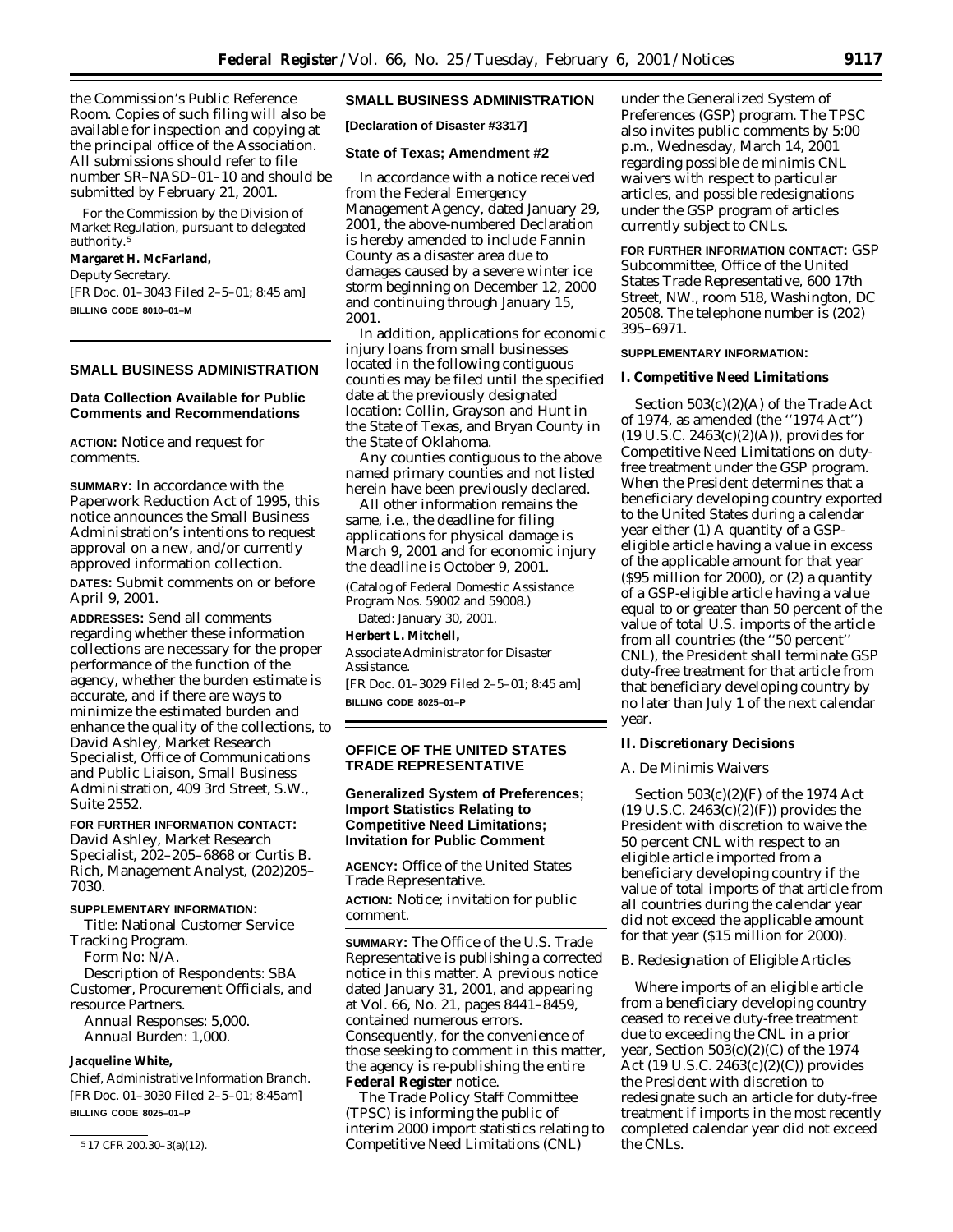the Commission's Public Reference Room. Copies of such filing will also be available for inspection and copying at the principal office of the Association. All submissions should refer to file number SR–NASD–01–10 and should be submitted by February 21, 2001.

For the Commission by the Division of Market Regulation, pursuant to delegated authority.[5]

**Margaret H. McFarland,**

*Deputy Secretary.*

[FR Doc. 01–3043 Filed 2–5–01; 8:45 am]

**BILLING CODE 8010–01–M**

[5] 17 CFR 200.30–3(a)(12).

## SMALL BUSINESS ADMINISTRATION

### Data Collection Available for Public Comments and Recommendations

**ACTION:** Notice and request for comments.

**SUMMARY:** In accordance with the Paperwork Reduction Act of 1995, this notice announces the Small Business Administration's intentions to request approval on a new, and/or currently approved information collection.

**DATES:** Submit comments on or before April 9, 2001.

**ADDRESSES:** Send all comments regarding whether these information collections are necessary for the proper performance of the function of the agency, whether the burden estimate is accurate, and if there are ways to minimize the estimated burden and enhance the quality of the collections, to David Ashley, Market Research Specialist, Office of Communications and Public Liaison, Small Business Administration, 409 3rd Street, S.W., Suite 2552.

**FOR FURTHER INFORMATION CONTACT:** David Ashley, Market Research Specialist, 202–205–6868 or Curtis B. Rich, Management Analyst, (202)205–7030.

**SUPPLEMENTARY INFORMATION:**

*Title:* National Customer Service Tracking Program.

*Form No:* N/A.

*Description of Respondents:* SBA Customer, Procurement Officials, and resource Partners.

*Annual Responses:* 5,000.

*Annual Burden:* 1,000.

**Jacqueline White,**

*Chief, Administrative Information Branch.*

[FR Doc. 01–3030 Filed 2–5–01; 8:45am]

**BILLING CODE 8025–01–P**

## SMALL BUSINESS ADMINISTRATION

**[Declaration of Disaster #3317]**

### State of Texas; Amendment #2

In accordance with a notice received from the Federal Emergency Management Agency, dated January 29, 2001, the above-numbered Declaration is hereby amended to include Fannin County as a disaster area due to damages caused by a severe winter ice storm beginning on December 12, 2000 and continuing through January 15, 2001.

In addition, applications for economic injury loans from small businesses located in the following contiguous counties may be filed until the specified date at the previously designated location: Collin, Grayson and Hunt in the State of Texas, and Bryan County in the State of Oklahoma.

Any counties contiguous to the above named primary counties and not listed herein have been previously declared.

All other information remains the same, i.e., the deadline for filing applications for physical damage is March 9, 2001 and for economic injury the deadline is October 9, 2001.

(Catalog of Federal Domestic Assistance Program Nos. 59002 and 59008.)

Dated: January 30, 2001.

**Herbert L. Mitchell,**

*Associate Administrator for Disaster Assistance.*

[FR Doc. 01–3029 Filed 2–5–01; 8:45 am]

**BILLING CODE 8025–01–P**

## OFFICE OF THE UNITED STATES TRADE REPRESENTATIVE

### Generalized System of Preferences; Import Statistics Relating to Competitive Need Limitations; Invitation for Public Comment

**AGENCY:** Office of the United States Trade Representative.

**ACTION:** Notice; invitation for public comment.

**SUMMARY:** The Office of the U.S. Trade Representative is publishing a corrected notice in this matter. A previous notice dated January 31, 2001, and appearing at Vol. 66, No. 21, pages 8441–8459, contained numerous errors. Consequently, for the convenience of those seeking to comment in this matter, the agency is re-publishing the entire **Federal Register** notice.

The Trade Policy Staff Committee (TPSC) is informing the public of interim 2000 import statistics relating to Competitive Need Limitations (CNL) under the Generalized System of Preferences (GSP) program. The TPSC also invites public comments by 5:00 p.m., Wednesday, March 14, 2001 regarding possible de minimis CNL waivers with respect to particular articles, and possible redesignations under the GSP program of articles currently subject to CNLs.

**FOR FURTHER INFORMATION CONTACT:** GSP Subcommittee, Office of the United States Trade Representative, 600 17th Street, NW., room 518, Washington, DC 20508. The telephone number is (202) 395–6971.

**SUPPLEMENTARY INFORMATION:**

#### I. Competitive Need Limitations

Section 503(c)(2)(A) of the Trade Act of 1974, as amended (the ''1974 Act'') (19 U.S.C. 2463(c)(2)(A)), provides for Competitive Need Limitations on duty-free treatment under the GSP program. When the President determines that a beneficiary developing country exported to the United States during a calendar year either (1) A quantity of a GSP-eligible article having a value in excess of the applicable amount for that year ($95 million for 2000), or (2) a quantity of a GSP-eligible article having a value equal to or greater than 50 percent of the value of total U.S. imports of the article from all countries (the ''50 percent'' CNL), the President shall terminate GSP duty-free treatment for that article from that beneficiary developing country by no later than July 1 of the next calendar year.

#### II. Discretionary Decisions

*A. De Minimis Waivers*

Section 503(c)(2)(F) of the 1974 Act (19 U.S.C. 2463(c)(2)(F)) provides the President with discretion to waive the 50 percent CNL with respect to an eligible article imported from a beneficiary developing country if the value of total imports of that article from all countries during the calendar year did not exceed the applicable amount for that year ($15 million for 2000).

*B. Redesignation of Eligible Articles*

Where imports of an eligible article from a beneficiary developing country ceased to receive duty-free treatment due to exceeding the CNL in a prior year, Section 503(c)(2)(C) of the 1974 Act (19 U.S.C. 2463(c)(2)(C)) provides the President with discretion to redesignate such an article for duty-free treatment if imports in the most recently completed calendar year did not exceed the CNLs.